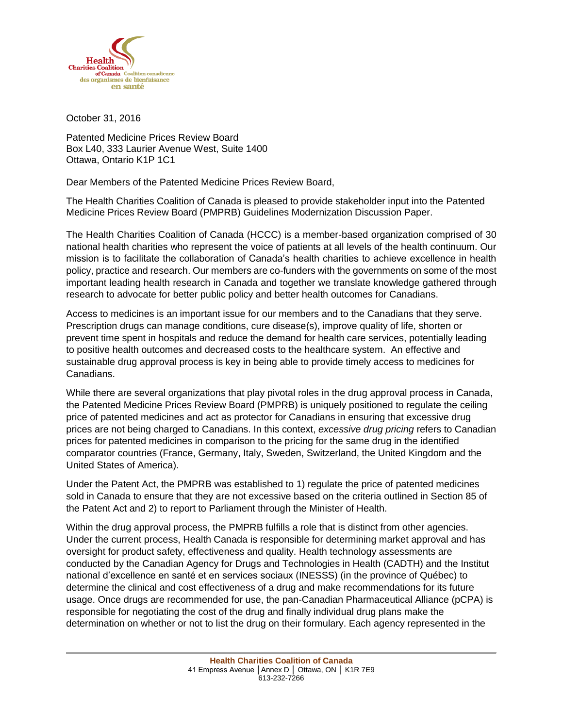Health Charities Coalition of Canada
Coalition canadienne des organismes de bienfaisance en santé

October 31, 2016

Patented Medicine Prices Review Board
Box L40, 333 Laurier Avenue West, Suite 1400
Ottawa, Ontario K1P 1C1

Dear Members of the Patented Medicine Prices Review Board,

The Health Charities Coalition of Canada is pleased to provide stakeholder input into the Patented Medicine Prices Review Board (PMPRB) Guidelines Modernization Discussion Paper.

The Health Charities Coalition of Canada (HCCC) is a member-based organization comprised of 30 national health charities who represent the voice of patients at all levels of the health continuum. Our mission is to facilitate the collaboration of Canada's health charities to achieve excellence in health policy, practice and research. Our members are co-funders with the governments on some of the most important leading health research in Canada and together we translate knowledge gathered through research to advocate for better public policy and better health outcomes for Canadians.

Access to medicines is an important issue for our members and to the Canadians that they serve. Prescription drugs can manage conditions, cure disease(s), improve quality of life, shorten or prevent time spent in hospitals and reduce the demand for health care services, potentially leading to positive health outcomes and decreased costs to the healthcare system. An effective and sustainable drug approval process is key in being able to provide timely access to medicines for Canadians.

While there are several organizations that play pivotal roles in the drug approval process in Canada, the Patented Medicine Prices Review Board (PMPRB) is uniquely positioned to regulate the ceiling price of patented medicines and act as protector for Canadians in ensuring that excessive drug prices are not being charged to Canadians. In this context, *excessive drug pricing* refers to Canadian prices for patented medicines in comparison to the pricing for the same drug in the identified comparator countries (France, Germany, Italy, Sweden, Switzerland, the United Kingdom and the United States of America).

Under the Patent Act, the PMPRB was established to 1) regulate the price of patented medicines sold in Canada to ensure that they are not excessive based on the criteria outlined in Section 85 of the Patent Act and 2) to report to Parliament through the Minister of Health.

Within the drug approval process, the PMPRB fulfills a role that is distinct from other agencies. Under the current process, Health Canada is responsible for determining market approval and has oversight for product safety, effectiveness and quality. Health technology assessments are conducted by the Canadian Agency for Drugs and Technologies in Health (CADTH) and the Institut national d'excellence en santé et en services sociaux (INESSS) (in the province of Québec) to determine the clinical and cost effectiveness of a drug and make recommendations for its future usage. Once drugs are recommended for use, the pan-Canadian Pharmaceutical Alliance (pCPA) is responsible for negotiating the cost of the drug and finally individual drug plans make the determination on whether or not to list the drug on their formulary. Each agency represented in the

**Health Charities Coalition of Canada**
41 Empress Avenue │Annex D │ Ottawa, ON │ K1R 7E9
613-232-7266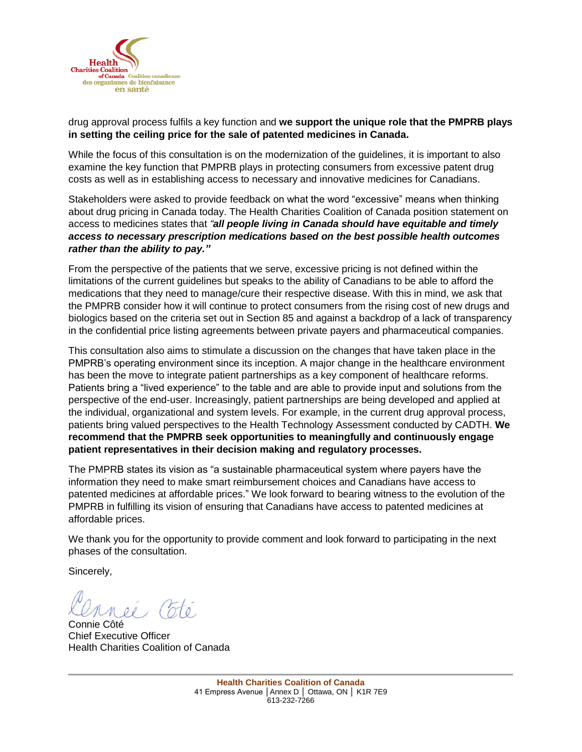drug approval process fulfils a key function and **we support the unique role that the PMPRB plays in setting the ceiling price for the sale of patented medicines in Canada.**

While the focus of this consultation is on the modernization of the guidelines, it is important to also examine the key function that PMPRB plays in protecting consumers from excessive patent drug costs as well as in establishing access to necessary and innovative medicines for Canadians.

Stakeholders were asked to provide feedback on what the word "excessive" means when thinking about drug pricing in Canada today. The Health Charities Coalition of Canada position statement on access to medicines states that ***"all people living in Canada should have equitable and timely access to necessary prescription medications based on the best possible health outcomes rather than the ability to pay."***

From the perspective of the patients that we serve, excessive pricing is not defined within the limitations of the current guidelines but speaks to the ability of Canadians to be able to afford the medications that they need to manage/cure their respective disease. With this in mind, we ask that the PMPRB consider how it will continue to protect consumers from the rising cost of new drugs and biologics based on the criteria set out in Section 85 and against a backdrop of a lack of transparency in the confidential price listing agreements between private payers and pharmaceutical companies.

This consultation also aims to stimulate a discussion on the changes that have taken place in the PMPRB's operating environment since its inception. A major change in the healthcare environment has been the move to integrate patient partnerships as a key component of healthcare reforms. Patients bring a "lived experience" to the table and are able to provide input and solutions from the perspective of the end-user. Increasingly, patient partnerships are being developed and applied at the individual, organizational and system levels. For example, in the current drug approval process, patients bring valued perspectives to the Health Technology Assessment conducted by CADTH. **We recommend that the PMPRB seek opportunities to meaningfully and continuously engage patient representatives in their decision making and regulatory processes.**

The PMPRB states its vision as "a sustainable pharmaceutical system where payers have the information they need to make smart reimbursement choices and Canadians have access to patented medicines at affordable prices." We look forward to bearing witness to the evolution of the PMPRB in fulfilling its vision of ensuring that Canadians have access to patented medicines at affordable prices.

We thank you for the opportunity to provide comment and look forward to participating in the next phases of the consultation.

Sincerely,

Connie Côté
Chief Executive Officer
Health Charities Coalition of Canada

**Health Charities Coalition of Canada**
41 Empress Avenue │Annex D │ Ottawa, ON │ K1R 7E9
613-232-7266